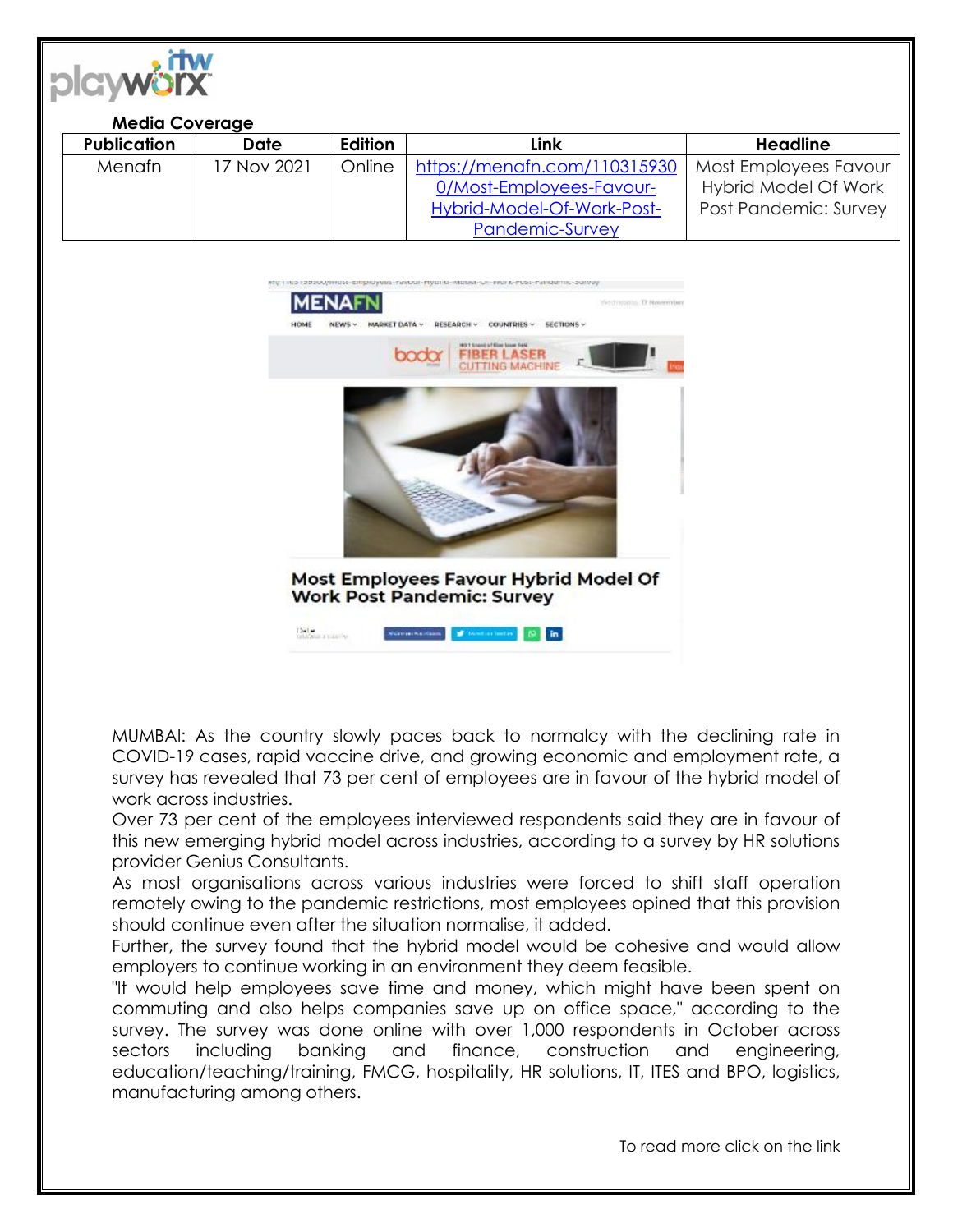**Media Coverage**

| Publication | Date | Edition | Link | Headline |
|---|---|---|---|---|
| Menafn | 17 Nov 2021 | Online | https://menafn.com/1103159300/Most-Employees-Favour-Hybrid-Model-Of-Work-Post-Pandemic-Survey | Most Employees Favour Hybrid Model Of Work Post Pandemic: Survey |

MUMBAI: As the country slowly paces back to normalcy with the declining rate in COVID-19 cases, rapid vaccine drive, and growing economic and employment rate, a survey has revealed that 73 per cent of employees are in favour of the hybrid model of work across industries.

Over 73 per cent of the employees interviewed respondents said they are in favour of this new emerging hybrid model across industries, according to a survey by HR solutions provider Genius Consultants.

As most organisations across various industries were forced to shift staff operation remotely owing to the pandemic restrictions, most employees opined that this provision should continue even after the situation normalise, it added.

Further, the survey found that the hybrid model would be cohesive and would allow employers to continue working in an environment they deem feasible.

"It would help employees save time and money, which might have been spent on commuting and also helps companies save up on office space," according to the survey. The survey was done online with over 1,000 respondents in October across sectors including banking and finance, construction and engineering, education/teaching/training, FMCG, hospitality, HR solutions, IT, ITES and BPO, logistics, manufacturing among others.

To read more click on the link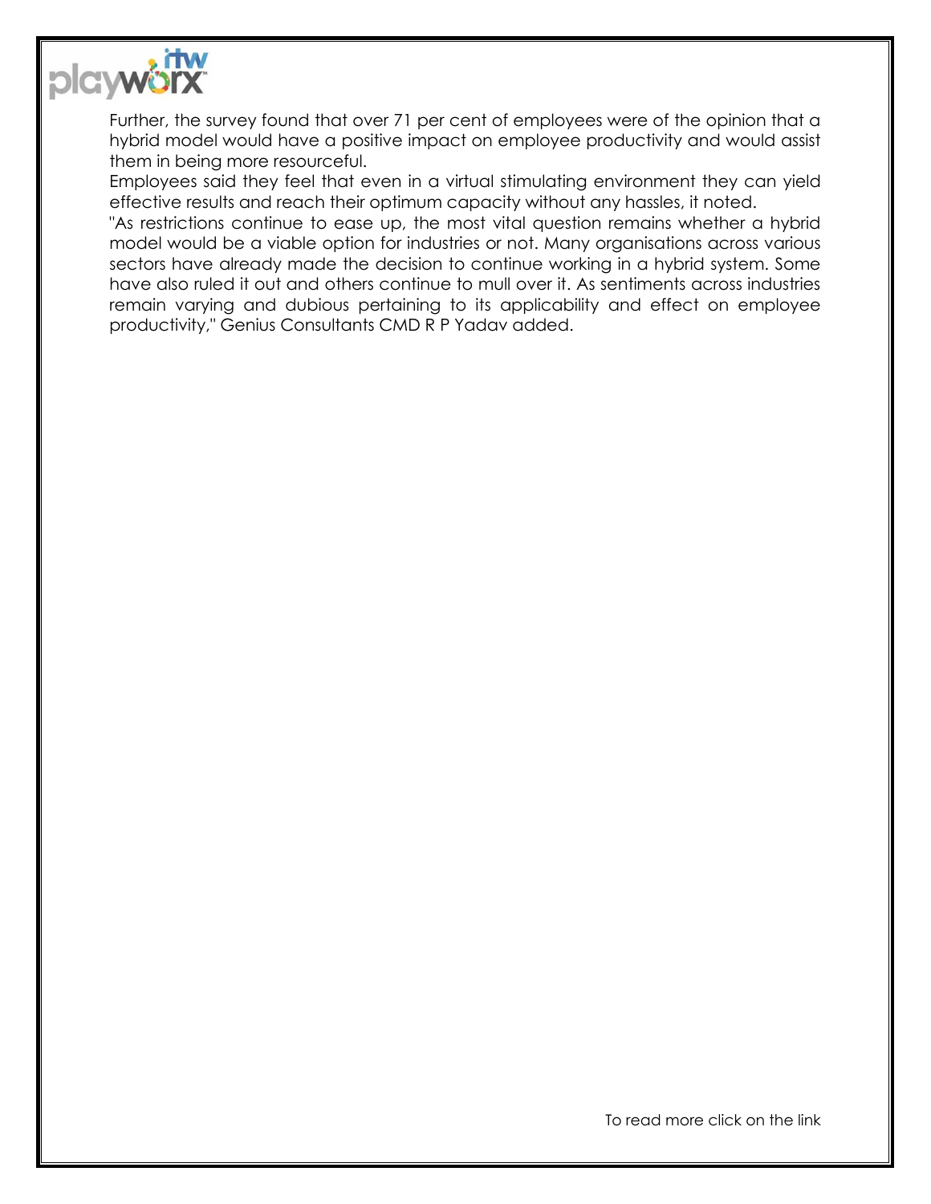Further, the survey found that over 71 per cent of employees were of the opinion that a hybrid model would have a positive impact on employee productivity and would assist them in being more resourceful.

Employees said they feel that even in a virtual stimulating environment they can yield effective results and reach their optimum capacity without any hassles, it noted.

"As restrictions continue to ease up, the most vital question remains whether a hybrid model would be a viable option for industries or not. Many organisations across various sectors have already made the decision to continue working in a hybrid system. Some have also ruled it out and others continue to mull over it. As sentiments across industries remain varying and dubious pertaining to its applicability and effect on employee productivity," Genius Consultants CMD R P Yadav added.

To read more click on the link